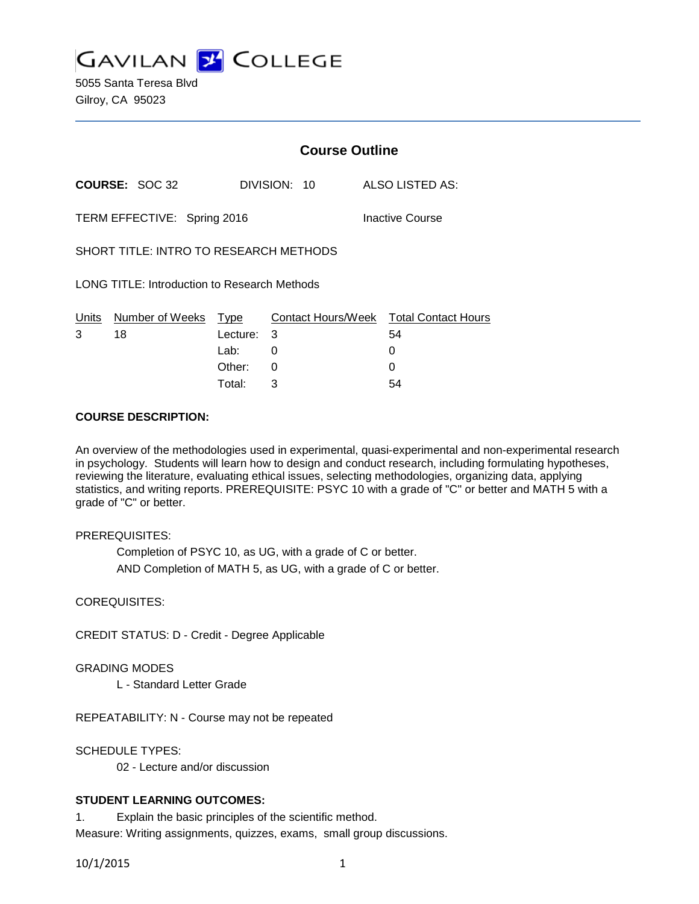# GAVILAN COLLEGE

5055 Santa Teresa Blvd
Gilroy, CA 95023

## Course Outline

**COURSE:** SOC 32 DIVISION: 10 ALSO LISTED AS:

TERM EFFECTIVE: Spring 2016 Inactive Course

SHORT TITLE: INTRO TO RESEARCH METHODS

LONG TITLE: Introduction to Research Methods

| Units | Number of Weeks | Type | Contact Hours/Week | Total Contact Hours |
|---|---|---|---|---|
| 3 | 18 | Lecture: | 3 | 54 |
| | | Lab: | 0 | 0 |
| | | Other: | 0 | 0 |
| | | Total: | 3 | 54 |

**COURSE DESCRIPTION:**

An overview of the methodologies used in experimental, quasi-experimental and non-experimental research in psychology. Students will learn how to design and conduct research, including formulating hypotheses, reviewing the literature, evaluating ethical issues, selecting methodologies, organizing data, applying statistics, and writing reports. PREREQUISITE: PSYC 10 with a grade of "C" or better and MATH 5 with a grade of "C" or better.

PREREQUISITES:

Completion of PSYC 10, as UG, with a grade of C or better.
AND Completion of MATH 5, as UG, with a grade of C or better.

COREQUISITES:

CREDIT STATUS: D - Credit - Degree Applicable

GRADING MODES

L - Standard Letter Grade

REPEATABILITY: N - Course may not be repeated

SCHEDULE TYPES:

02 - Lecture and/or discussion

**STUDENT LEARNING OUTCOMES:**

1. Explain the basic principles of the scientific method.

Measure: Writing assignments, quizzes, exams, small group discussions.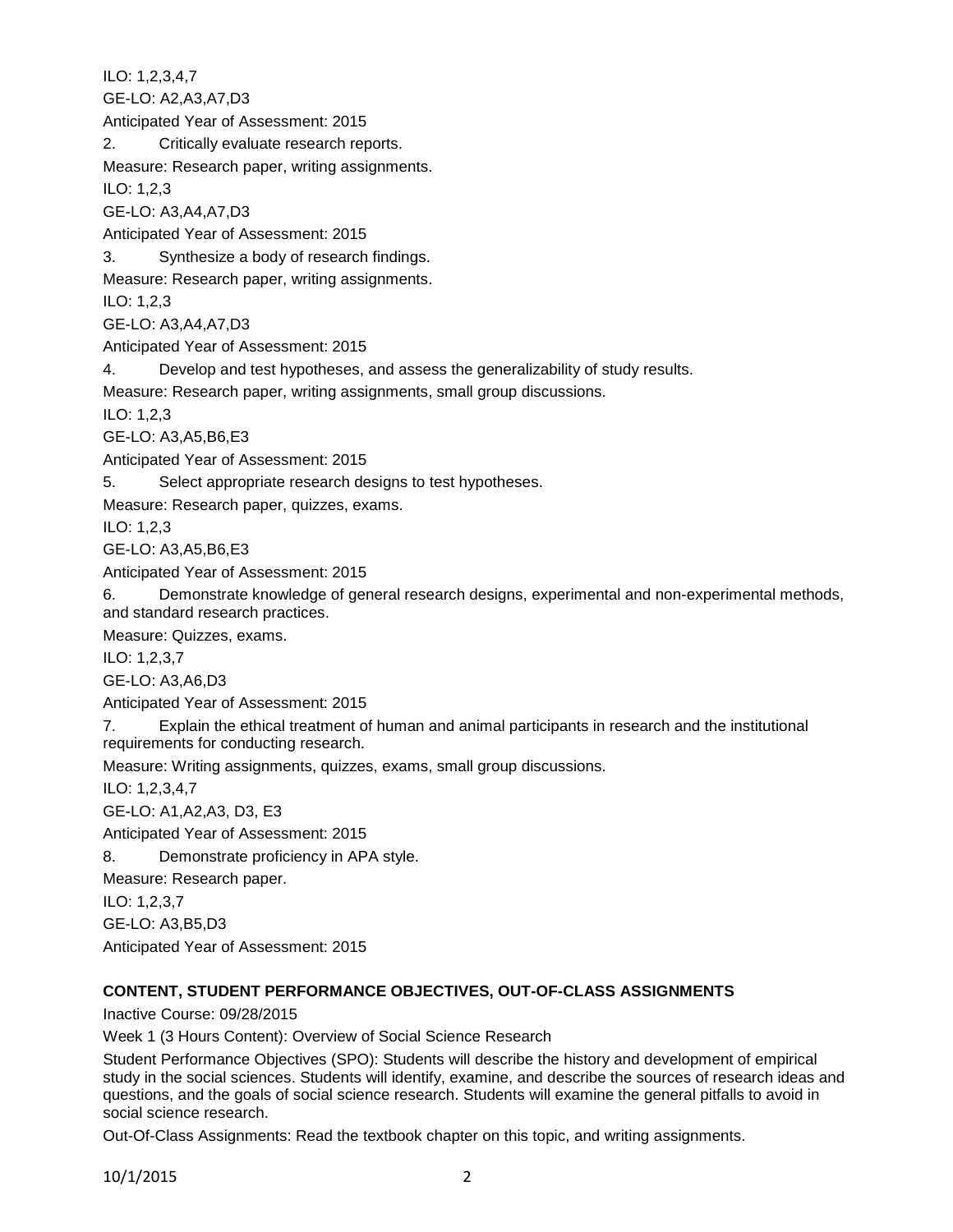ILO: 1,2,3,4,7

GE-LO: A2,A3,A7,D3

Anticipated Year of Assessment: 2015

2. Critically evaluate research reports.

Measure: Research paper, writing assignments.

ILO: 1,2,3

GE-LO: A3,A4,A7,D3

Anticipated Year of Assessment: 2015

3. Synthesize a body of research findings.

Measure: Research paper, writing assignments.

ILO: 1,2,3

GE-LO: A3,A4,A7,D3

Anticipated Year of Assessment: 2015

4. Develop and test hypotheses, and assess the generalizability of study results.

Measure: Research paper, writing assignments, small group discussions.

ILO: 1,2,3

GE-LO: A3,A5,B6,E3

Anticipated Year of Assessment: 2015

5. Select appropriate research designs to test hypotheses.

Measure: Research paper, quizzes, exams.

ILO: 1,2,3

GE-LO: A3,A5,B6,E3

Anticipated Year of Assessment: 2015

6. Demonstrate knowledge of general research designs, experimental and non-experimental methods, and standard research practices.

Measure: Quizzes, exams.

ILO: 1,2,3,7

GE-LO: A3,A6,D3

Anticipated Year of Assessment: 2015

7. Explain the ethical treatment of human and animal participants in research and the institutional requirements for conducting research.

Measure: Writing assignments, quizzes, exams, small group discussions.

ILO: 1,2,3,4,7

GE-LO: A1,A2,A3, D3, E3

Anticipated Year of Assessment: 2015

8. Demonstrate proficiency in APA style.

Measure: Research paper.

ILO: 1,2,3,7

GE-LO: A3,B5,D3

Anticipated Year of Assessment: 2015

## CONTENT, STUDENT PERFORMANCE OBJECTIVES, OUT-OF-CLASS ASSIGNMENTS

Inactive Course: 09/28/2015

Week 1 (3 Hours Content): Overview of Social Science Research

Student Performance Objectives (SPO): Students will describe the history and development of empirical study in the social sciences. Students will identify, examine, and describe the sources of research ideas and questions, and the goals of social science research. Students will examine the general pitfalls to avoid in social science research.

Out-Of-Class Assignments: Read the textbook chapter on this topic, and writing assignments.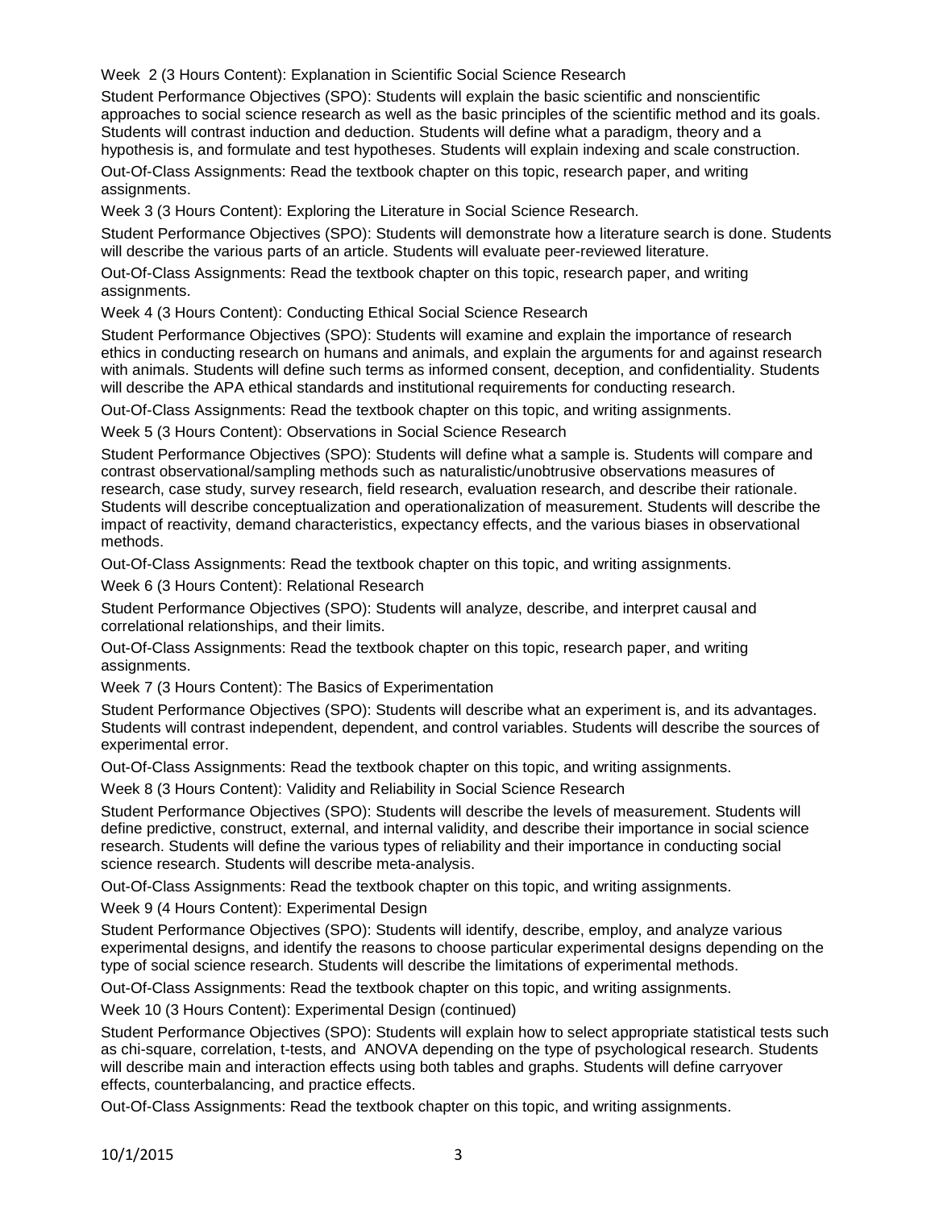Week 2 (3 Hours Content): Explanation in Scientific Social Science Research

Student Performance Objectives (SPO): Students will explain the basic scientific and nonscientific approaches to social science research as well as the basic principles of the scientific method and its goals. Students will contrast induction and deduction. Students will define what a paradigm, theory and a hypothesis is, and formulate and test hypotheses. Students will explain indexing and scale construction.

Out-Of-Class Assignments: Read the textbook chapter on this topic, research paper, and writing assignments.

Week 3 (3 Hours Content): Exploring the Literature in Social Science Research.

Student Performance Objectives (SPO): Students will demonstrate how a literature search is done. Students will describe the various parts of an article. Students will evaluate peer-reviewed literature.

Out-Of-Class Assignments: Read the textbook chapter on this topic, research paper, and writing assignments.

Week 4 (3 Hours Content): Conducting Ethical Social Science Research

Student Performance Objectives (SPO): Students will examine and explain the importance of research ethics in conducting research on humans and animals, and explain the arguments for and against research with animals. Students will define such terms as informed consent, deception, and confidentiality. Students will describe the APA ethical standards and institutional requirements for conducting research.

Out-Of-Class Assignments: Read the textbook chapter on this topic, and writing assignments.

Week 5 (3 Hours Content): Observations in Social Science Research

Student Performance Objectives (SPO): Students will define what a sample is. Students will compare and contrast observational/sampling methods such as naturalistic/unobtrusive observations measures of research, case study, survey research, field research, evaluation research, and describe their rationale. Students will describe conceptualization and operationalization of measurement. Students will describe the impact of reactivity, demand characteristics, expectancy effects, and the various biases in observational methods.

Out-Of-Class Assignments: Read the textbook chapter on this topic, and writing assignments.

Week 6 (3 Hours Content): Relational Research

Student Performance Objectives (SPO): Students will analyze, describe, and interpret causal and correlational relationships, and their limits.

Out-Of-Class Assignments: Read the textbook chapter on this topic, research paper, and writing assignments.

Week 7 (3 Hours Content): The Basics of Experimentation

Student Performance Objectives (SPO): Students will describe what an experiment is, and its advantages. Students will contrast independent, dependent, and control variables. Students will describe the sources of experimental error.

Out-Of-Class Assignments: Read the textbook chapter on this topic, and writing assignments.

Week 8 (3 Hours Content): Validity and Reliability in Social Science Research

Student Performance Objectives (SPO): Students will describe the levels of measurement. Students will define predictive, construct, external, and internal validity, and describe their importance in social science research. Students will define the various types of reliability and their importance in conducting social science research. Students will describe meta-analysis.

Out-Of-Class Assignments: Read the textbook chapter on this topic, and writing assignments.

Week 9 (4 Hours Content): Experimental Design

Student Performance Objectives (SPO): Students will identify, describe, employ, and analyze various experimental designs, and identify the reasons to choose particular experimental designs depending on the type of social science research. Students will describe the limitations of experimental methods.

Out-Of-Class Assignments: Read the textbook chapter on this topic, and writing assignments.

Week 10 (3 Hours Content): Experimental Design (continued)

Student Performance Objectives (SPO): Students will explain how to select appropriate statistical tests such as chi-square, correlation, t-tests, and ANOVA depending on the type of psychological research. Students will describe main and interaction effects using both tables and graphs. Students will define carryover effects, counterbalancing, and practice effects.

Out-Of-Class Assignments: Read the textbook chapter on this topic, and writing assignments.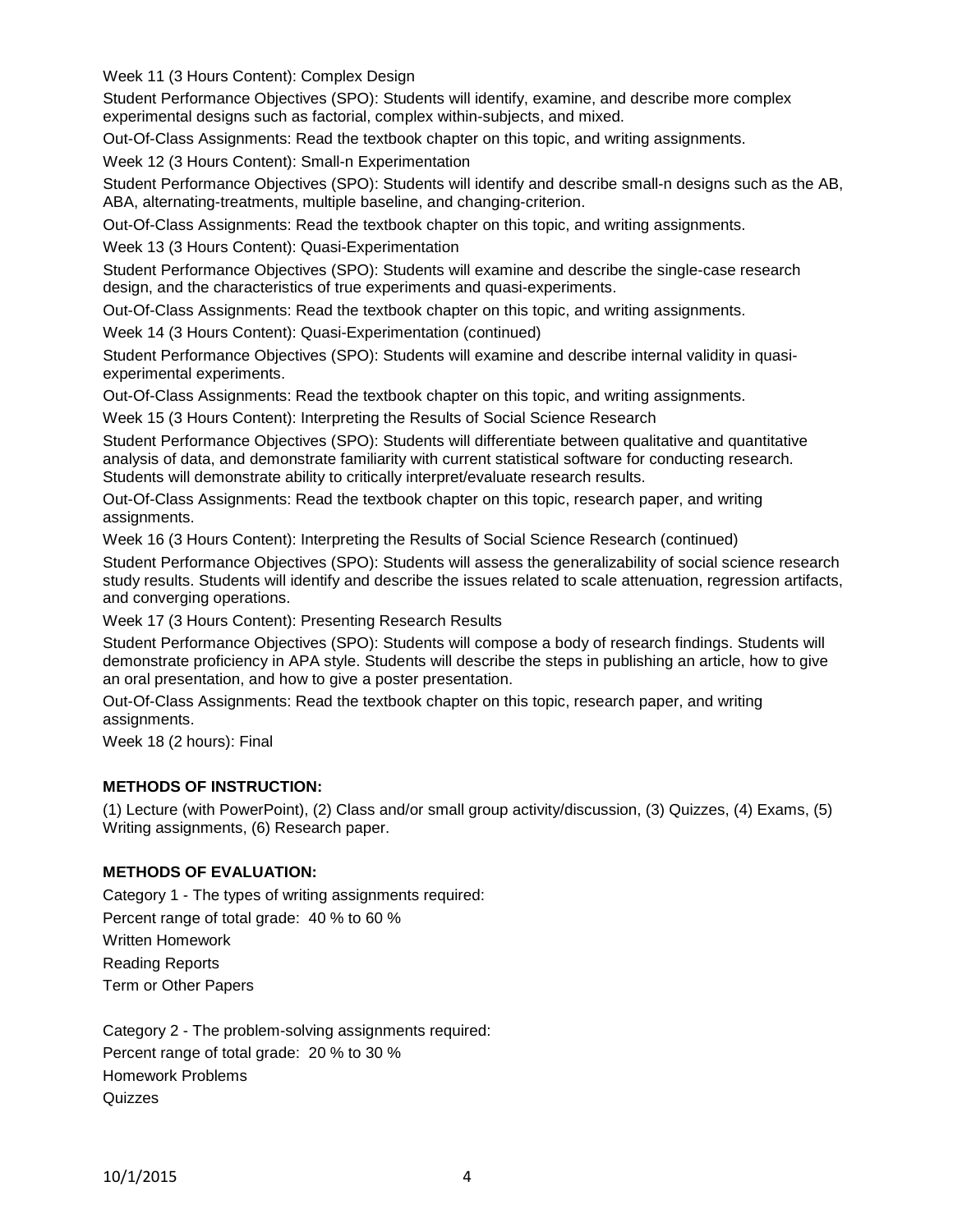Week 11 (3 Hours Content): Complex Design

Student Performance Objectives (SPO): Students will identify, examine, and describe more complex experimental designs such as factorial, complex within-subjects, and mixed.

Out-Of-Class Assignments: Read the textbook chapter on this topic, and writing assignments.

Week 12 (3 Hours Content): Small-n Experimentation

Student Performance Objectives (SPO): Students will identify and describe small-n designs such as the AB, ABA, alternating-treatments, multiple baseline, and changing-criterion.

Out-Of-Class Assignments: Read the textbook chapter on this topic, and writing assignments.

Week 13 (3 Hours Content): Quasi-Experimentation

Student Performance Objectives (SPO): Students will examine and describe the single-case research design, and the characteristics of true experiments and quasi-experiments.

Out-Of-Class Assignments: Read the textbook chapter on this topic, and writing assignments.

Week 14 (3 Hours Content): Quasi-Experimentation (continued)

Student Performance Objectives (SPO): Students will examine and describe internal validity in quasi-experimental experiments.

Out-Of-Class Assignments: Read the textbook chapter on this topic, and writing assignments.

Week 15 (3 Hours Content): Interpreting the Results of Social Science Research

Student Performance Objectives (SPO): Students will differentiate between qualitative and quantitative analysis of data, and demonstrate familiarity with current statistical software for conducting research. Students will demonstrate ability to critically interpret/evaluate research results.

Out-Of-Class Assignments: Read the textbook chapter on this topic, research paper, and writing assignments.

Week 16 (3 Hours Content): Interpreting the Results of Social Science Research (continued)

Student Performance Objectives (SPO): Students will assess the generalizability of social science research study results. Students will identify and describe the issues related to scale attenuation, regression artifacts, and converging operations.

Week 17 (3 Hours Content): Presenting Research Results

Student Performance Objectives (SPO): Students will compose a body of research findings. Students will demonstrate proficiency in APA style. Students will describe the steps in publishing an article, how to give an oral presentation, and how to give a poster presentation.

Out-Of-Class Assignments: Read the textbook chapter on this topic, research paper, and writing assignments.

Week 18 (2 hours): Final

**METHODS OF INSTRUCTION:**

(1) Lecture (with PowerPoint), (2) Class and/or small group activity/discussion, (3) Quizzes, (4) Exams, (5) Writing assignments, (6) Research paper.

**METHODS OF EVALUATION:**

Category 1 - The types of writing assignments required:

Percent range of total grade: 40 % to 60 %

Written Homework

Reading Reports

Term or Other Papers

Category 2 - The problem-solving assignments required:

Percent range of total grade: 20 % to 30 %

Homework Problems

Quizzes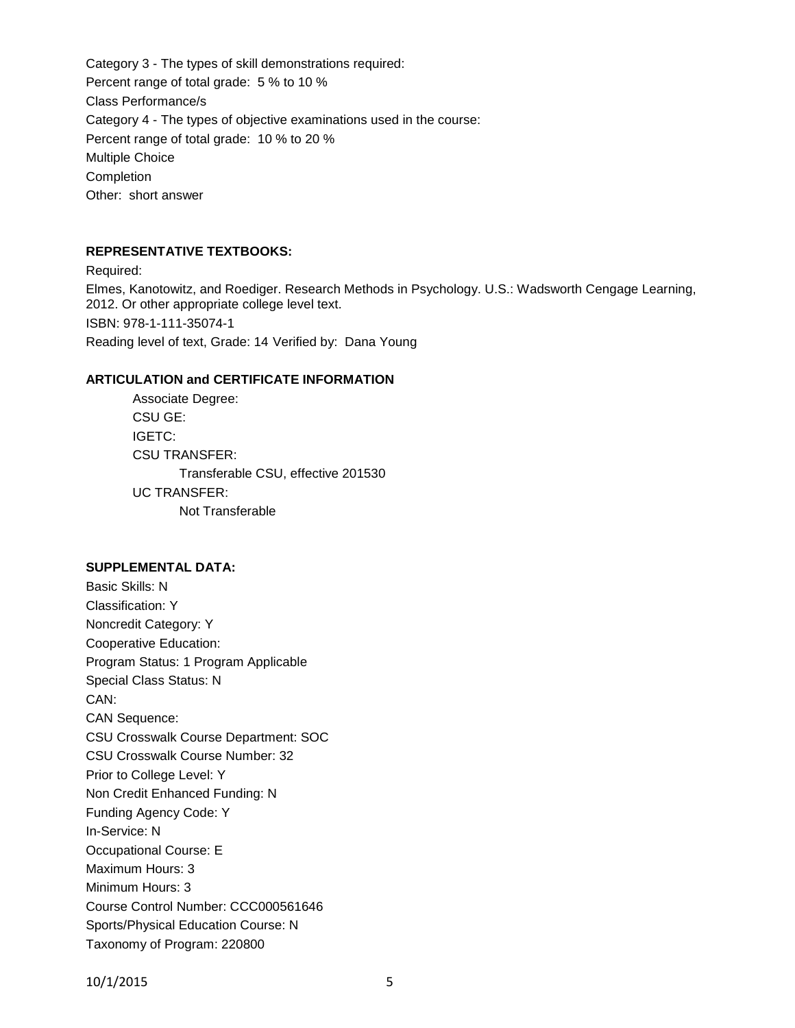Category 3 - The types of skill demonstrations required:

Percent range of total grade: 5 % to 10 %

Class Performance/s

Category 4 - The types of objective examinations used in the course:

Percent range of total grade: 10 % to 20 %

Multiple Choice

Completion

Other: short answer

**REPRESENTATIVE TEXTBOOKS:**

Required:

Elmes, Kanotowitz, and Roediger. Research Methods in Psychology. U.S.: Wadsworth Cengage Learning, 2012. Or other appropriate college level text.

ISBN: 978-1-111-35074-1

Reading level of text, Grade: 14 Verified by: Dana Young

**ARTICULATION and CERTIFICATE INFORMATION**

Associate Degree:

CSU GE:

IGETC:

CSU TRANSFER:

Transferable CSU, effective 201530

UC TRANSFER:

Not Transferable

**SUPPLEMENTAL DATA:**

Basic Skills: N

Classification: Y

Noncredit Category: Y

Cooperative Education:

Program Status: 1 Program Applicable

Special Class Status: N

CAN:

CAN Sequence:

CSU Crosswalk Course Department: SOC

CSU Crosswalk Course Number: 32

Prior to College Level: Y

Non Credit Enhanced Funding: N

Funding Agency Code: Y

In-Service: N

Occupational Course: E

Maximum Hours: 3

Minimum Hours: 3

Course Control Number: CCC000561646

Sports/Physical Education Course: N

Taxonomy of Program: 220800

10/1/2015